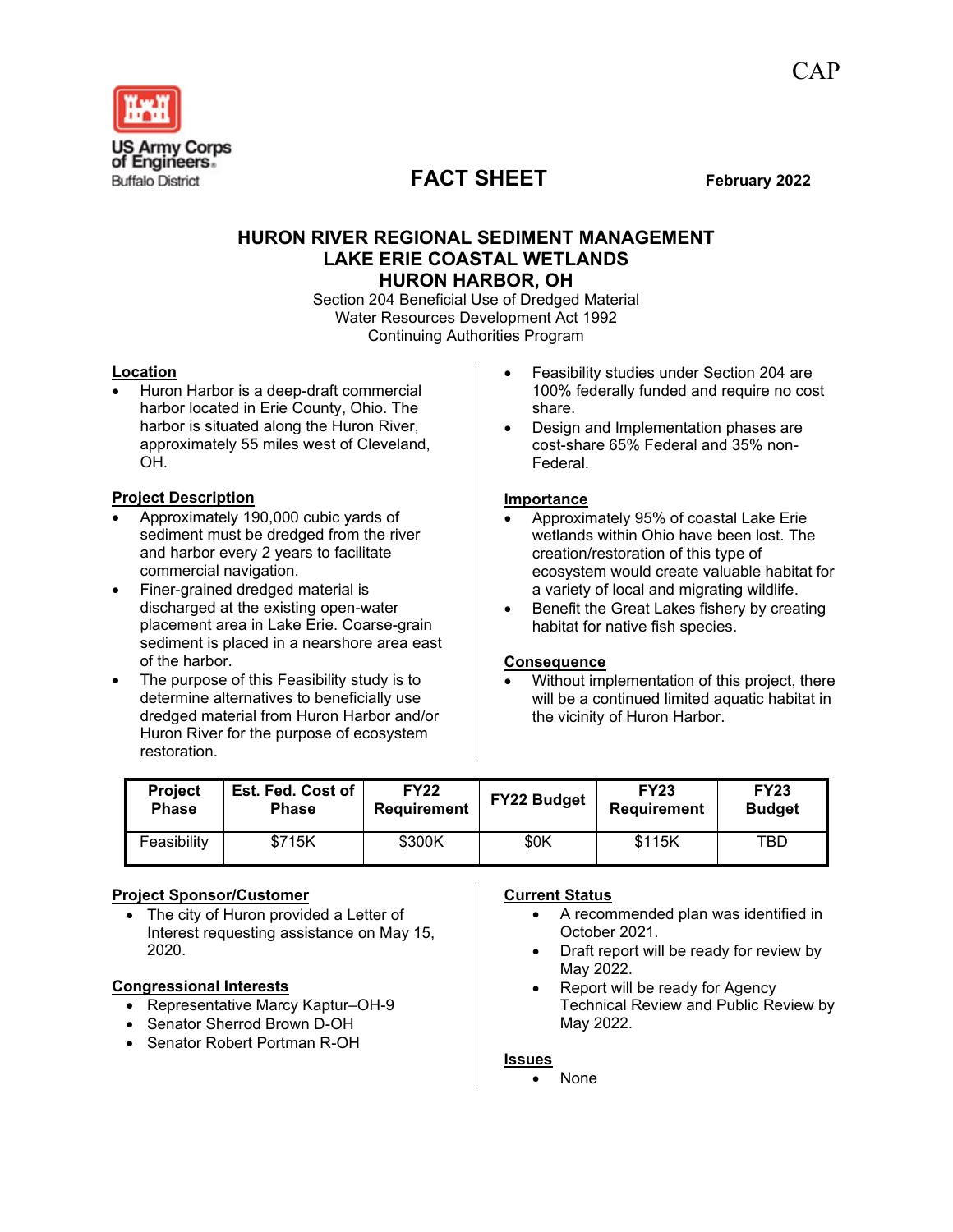CAP

US Army Corps of Engineers
Buffalo District

# FACT SHEET

**February 2022**

## HURON RIVER REGIONAL SEDIMENT MANAGEMENT
## LAKE ERIE COASTAL WETLANDS
## HURON HARBOR, OH

Section 204 Beneficial Use of Dredged Material
Water Resources Development Act 1992
Continuing Authorities Program

### Location

- Huron Harbor is a deep-draft commercial harbor located in Erie County, Ohio. The harbor is situated along the Huron River, approximately 55 miles west of Cleveland, OH.

### Project Description

- Approximately 190,000 cubic yards of sediment must be dredged from the river and harbor every 2 years to facilitate commercial navigation.
- Finer-grained dredged material is discharged at the existing open-water placement area in Lake Erie. Coarse-grain sediment is placed in a nearshore area east of the harbor.
- The purpose of this Feasibility study is to determine alternatives to beneficially use dredged material from Huron Harbor and/or Huron River for the purpose of ecosystem restoration.
- Feasibility studies under Section 204 are 100% federally funded and require no cost share.
- Design and Implementation phases are cost-share 65% Federal and 35% non-Federal.

### Importance

- Approximately 95% of coastal Lake Erie wetlands within Ohio have been lost. The creation/restoration of this type of ecosystem would create valuable habitat for a variety of local and migrating wildlife.
- Benefit the Great Lakes fishery by creating habitat for native fish species.

### Consequence

- Without implementation of this project, there will be a continued limited aquatic habitat in the vicinity of Huron Harbor.

| Project Phase | Est. Fed. Cost of Phase | FY22 Requirement | FY22 Budget | FY23 Requirement | FY23 Budget |
|---|---|---|---|---|---|
| Feasibility | $715K | $300K | $0K | $115K | TBD |

### Project Sponsor/Customer

- The city of Huron provided a Letter of Interest requesting assistance on May 15, 2020.

### Congressional Interests

- Representative Marcy Kaptur–OH-9
- Senator Sherrod Brown D-OH
- Senator Robert Portman R-OH

### Current Status

- A recommended plan was identified in October 2021.
- Draft report will be ready for review by May 2022.
- Report will be ready for Agency Technical Review and Public Review by May 2022.

### Issues

- None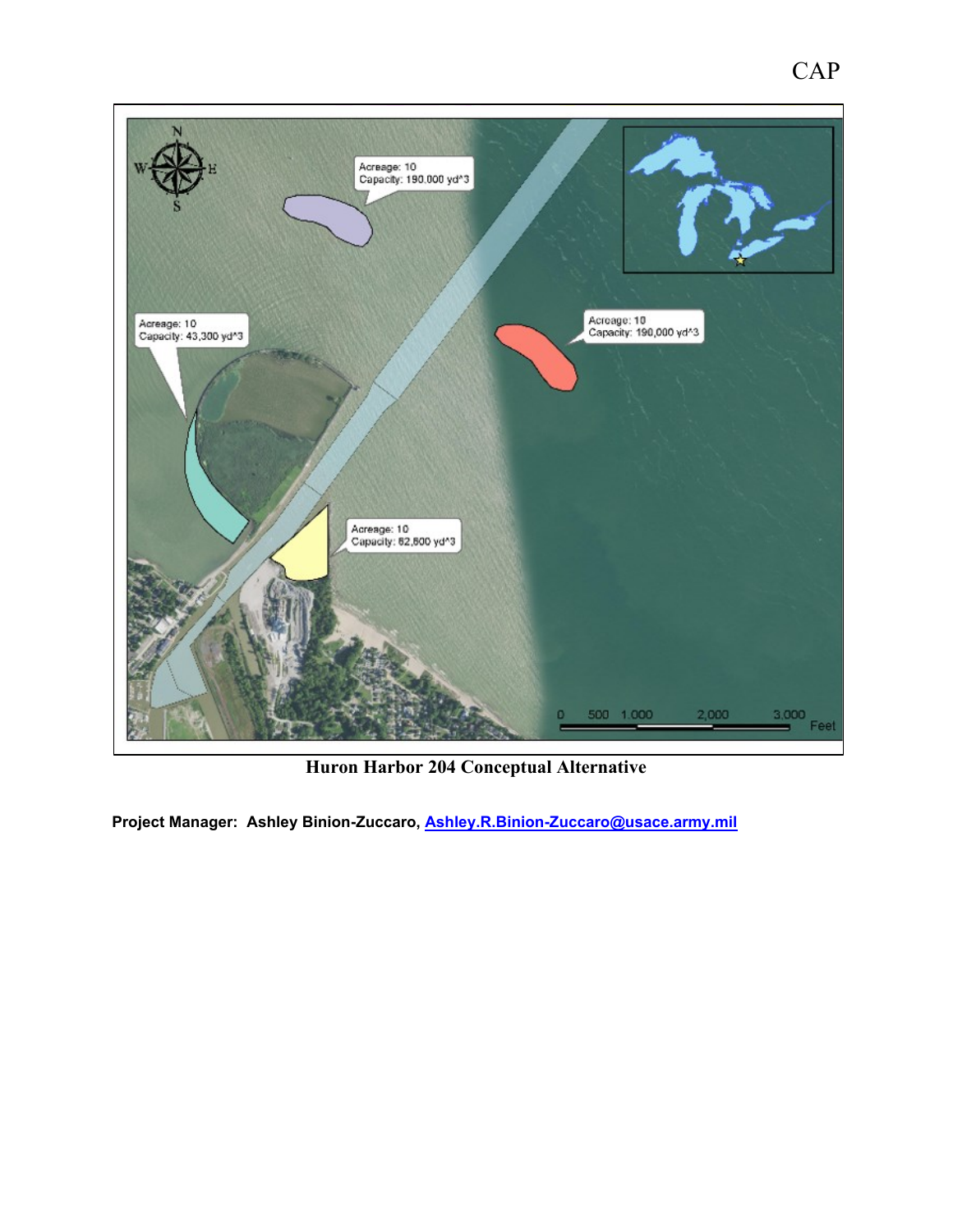Acreage: 10
Capacity: 190,000 yd^3

Acreage: 10
Capacity: 43,300 yd^3

Acreage: 10
Capacity: 190,000 yd^3

Acreage: 10
Capacity: 82,600 yd^3

0 500 1,000 2,000 3,000
Feet

N
W E
S

**Huron Harbor 204 Conceptual Alternative**

**Project Manager: Ashley Binion-Zuccaro, Ashley.R.Binion-Zuccaro@usace.army.mil**